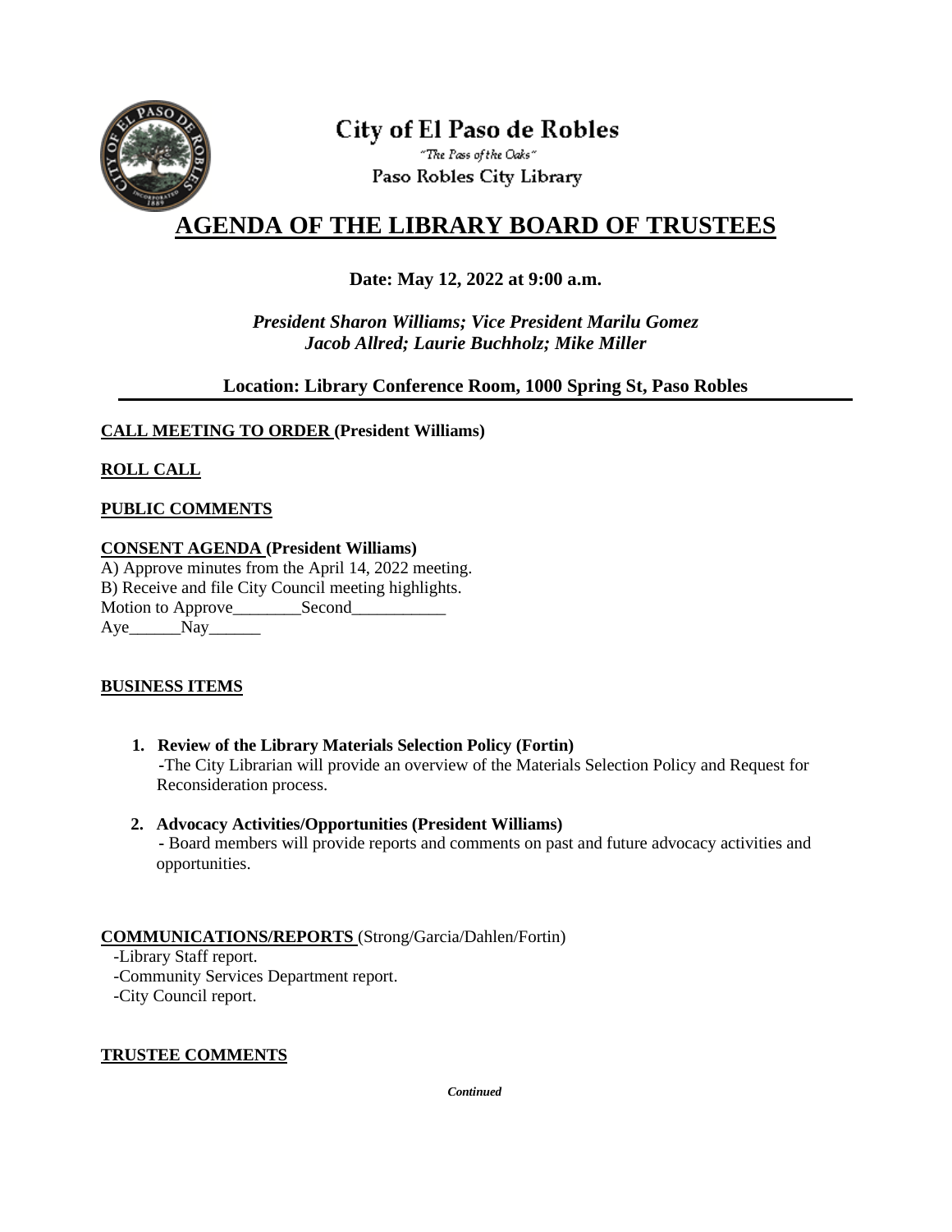City of El Paso de Robles

"The Pass of the Oaks"

Paso Robles City Library

# AGENDA OF THE LIBRARY BOARD OF TRUSTEES

**Date: May 12, 2022 at 9:00 a.m.**

***President Sharon Williams; Vice President Marilu Gomez***
***Jacob Allred; Laurie Buchholz; Mike Miller***

**Location: Library Conference Room, 1000 Spring St, Paso Robles**

---

**CALL MEETING TO ORDER (President Williams)**

**ROLL CALL**

**PUBLIC COMMENTS**

**CONSENT AGENDA (President Williams)**

A) Approve minutes from the April 14, 2022 meeting.
B) Receive and file City Council meeting highlights.
Motion to Approve________Second___________
Aye______Nay______

**BUSINESS ITEMS**

1. **Review of the Library Materials Selection Policy (Fortin)**
   -The City Librarian will provide an overview of the Materials Selection Policy and Request for Reconsideration process.

2. **Advocacy Activities/Opportunities (President Williams)**
   - Board members will provide reports and comments on past and future advocacy activities and opportunities.

**COMMUNICATIONS/REPORTS** (Strong/Garcia/Dahlen/Fortin)

-Library Staff report.
-Community Services Department report.
-City Council report.

**TRUSTEE COMMENTS**

***Continued***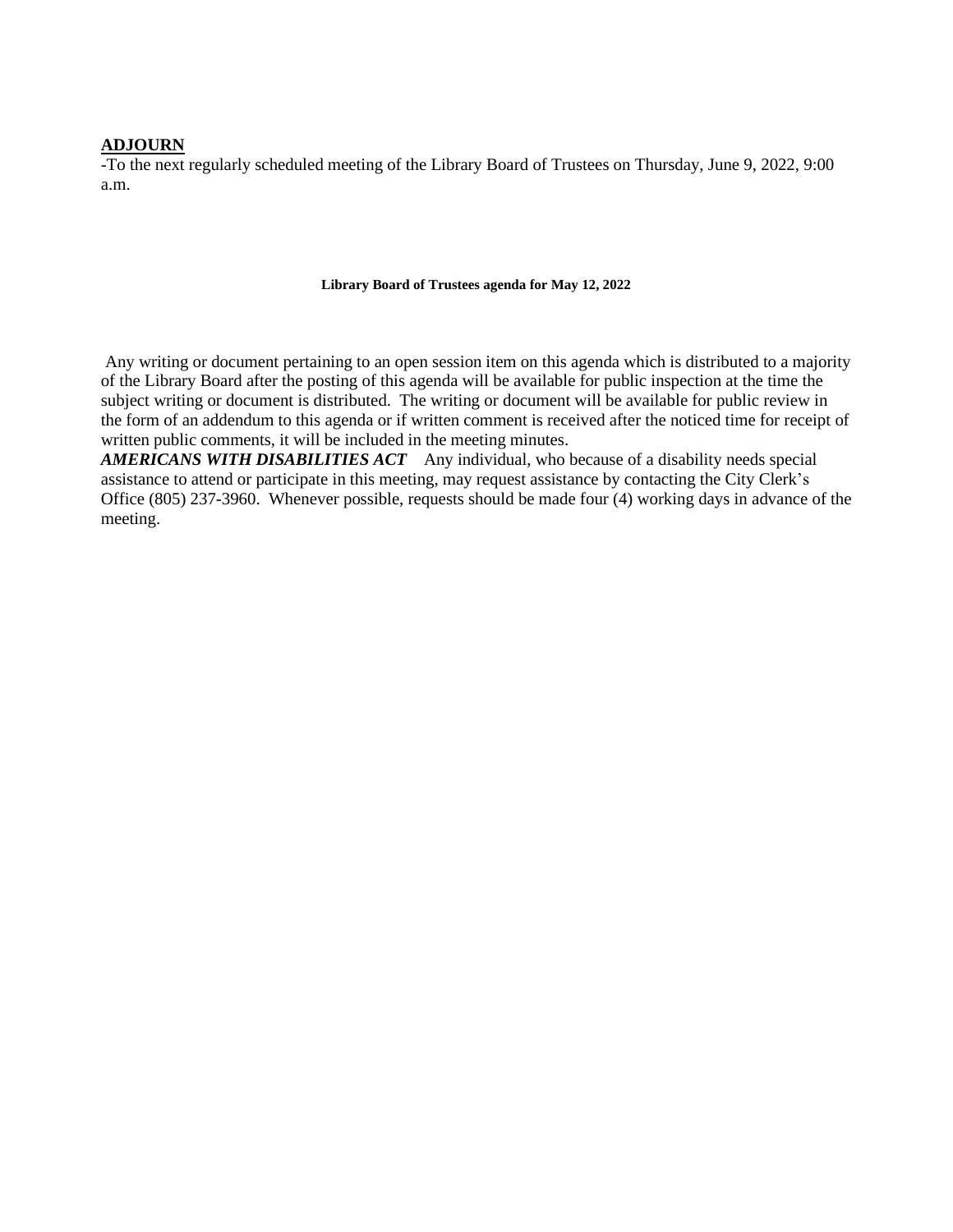**ADJOURN**

-To the next regularly scheduled meeting of the Library Board of Trustees on Thursday, June 9, 2022, 9:00 a.m.

**Library Board of Trustees agenda for May 12, 2022**

Any writing or document pertaining to an open session item on this agenda which is distributed to a majority of the Library Board after the posting of this agenda will be available for public inspection at the time the subject writing or document is distributed. The writing or document will be available for public review in the form of an addendum to this agenda or if written comment is received after the noticed time for receipt of written public comments, it will be included in the meeting minutes.

***AMERICANS WITH DISABILITIES ACT*** Any individual, who because of a disability needs special assistance to attend or participate in this meeting, may request assistance by contacting the City Clerk's Office (805) 237-3960. Whenever possible, requests should be made four (4) working days in advance of the meeting.